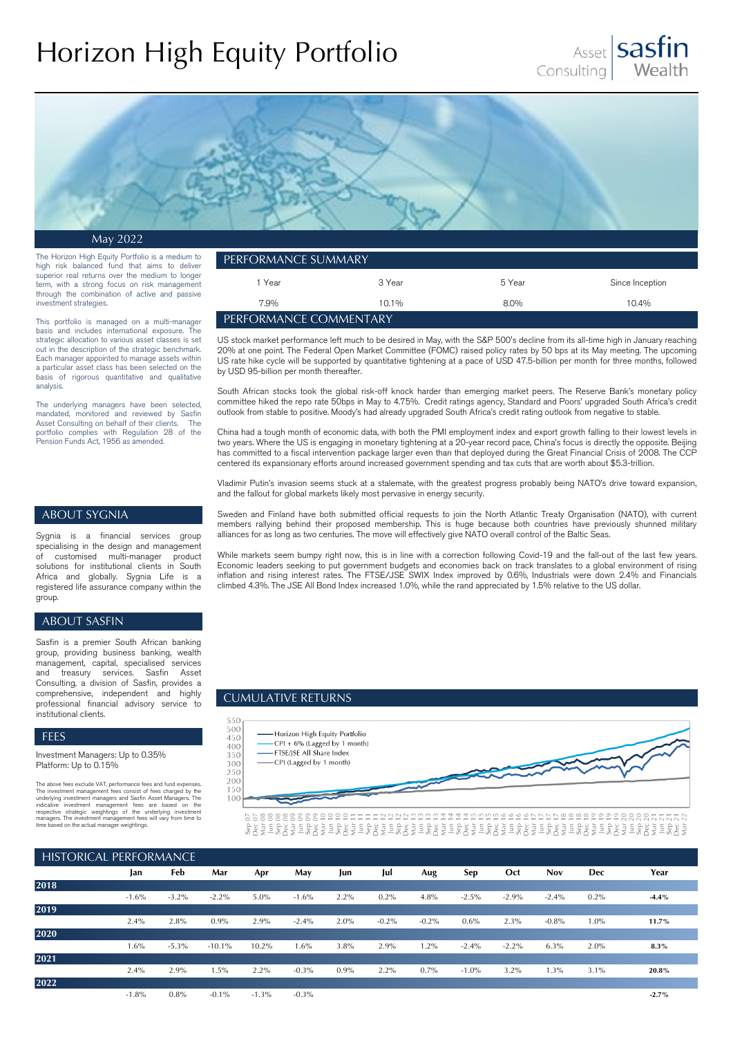# Horizon High Equity Portfolio

Asset Consulting | sasfin Wealth

May 2022

The Horizon High Equity Portfolio is a medium to high risk balanced fund that aims to deliver superior real returns over the medium to longer term, with a strong focus on risk management through the combination of active and passive investment strategies.

This portfolio is managed on a multi-manager basis and includes international exposure. The strategic allocation to various asset classes is set out in the description of the strategic benchmark. Each manager appointed to manage assets within a particular asset class has been selected on the basis of rigorous quantitative and qualitative analysis.

The underlying managers have been selected, mandated, monitored and reviewed by Sasfin Asset Consulting on behalf of their clients. The portfolio complies with Regulation 28 of the Pension Funds Act, 1956 as amended.

## ABOUT SYGNIA

Sygnia is a financial services group specialising in the design and management of customised multi-manager product solutions for institutional clients in South Africa and globally. Sygnia Life is a registered life assurance company within the group.

## ABOUT SASFIN

Sasfin is a premier South African banking group, providing business banking, wealth management, capital, specialised services and treasury services. Sasfin Asset Consulting, a division of Sasfin, provides a comprehensive, independent and highly professional financial advisory service to institutional clients.

## FEES

Investment Managers: Up to 0.35%
Platform: Up to 0.15%

The above fees exclude VAT, performance fees and fund expenses. The investment management fees consist of fees charged by the underlying investment managers and Sasfin Asset Managers. The indicative investment management fees are based on the respective strategic weightings of the underlying investment managers. The investment management fees will vary from time to time based on the actual manager weightings.

## PERFORMANCE SUMMARY

| 1 Year | 3 Year | 5 Year | Since Inception |
|---|---|---|---|
| 7.9% | 10.1% | 8.0% | 10.4% |

## PERFORMANCE COMMENTARY

US stock market performance left much to be desired in May, with the S&P 500's decline from its all-time high in January reaching 20% at one point. The Federal Open Market Committee (FOMC) raised policy rates by 50 bps at its May meeting. The upcoming US rate hike cycle will be supported by quantitative tightening at a pace of USD 47.5-billion per month for three months, followed by USD 95-billion per month thereafter.

South African stocks took the global risk-off knock harder than emerging market peers. The Reserve Bank's monetary policy committee hiked the repo rate 50bps in May to 4.75%. Credit ratings agency, Standard and Poors' upgraded South Africa's credit outlook from stable to positive. Moody's had already upgraded South Africa's credit rating outlook from negative to stable.

China had a tough month of economic data, with both the PMI employment index and export growth falling to their lowest levels in two years. Where the US is engaging in monetary tightening at a 20-year record pace, China's focus is directly the opposite. Beijing has committed to a fiscal intervention package larger even than that deployed during the Great Financial Crisis of 2008. The CCP centered its expansionary efforts around increased government spending and tax cuts that are worth about $5.3-trillion.

Vladimir Putin's invasion seems stuck at a stalemate, with the greatest progress probably being NATO's drive toward expansion, and the fallout for global markets likely most pervasive in energy security.

Sweden and Finland have both submitted official requests to join the North Atlantic Treaty Organisation (NATO), with current members rallying behind their proposed membership. This is huge because both countries have previously shunned military alliances for as long as two centuries. The move will effectively give NATO overall control of the Baltic Seas.

While markets seem bumpy right now, this is in line with a correction following Covid-19 and the fall-out of the last few years. Economic leaders seeking to put government budgets and economies back on track translates to a global environment of rising inflation and rising interest rates. The FTSE/JSE SWIX Index improved by 0.6%, Industrials were down 2.4% and Financials climbed 4.3%. The JSE All Bond Index increased 1.0%, while the rand appreciated by 1.5% relative to the US dollar.

## CUMULATIVE RETURNS

## HISTORICAL PERFORMANCE

| | Jan | Feb | Mar | Apr | May | Jun | Jul | Aug | Sep | Oct | Nov | Dec | Year |
|---|---|---|---|---|---|---|---|---|---|---|---|---|---|
| **2018** | -1.6% | -3.2% | -2.2% | 5.0% | -1.6% | 2.2% | 0.2% | 4.8% | -2.5% | -2.9% | -2.4% | 0.2% | **-4.4%** |
| **2019** | 2.4% | 2.8% | 0.9% | 2.9% | -2.4% | 2.0% | -0.2% | -0.2% | 0.6% | 2.3% | -0.8% | 1.0% | **11.7%** |
| **2020** | 1.6% | -5.3% | -10.1% | 10.2% | 1.6% | 3.8% | 2.9% | 1.2% | -2.4% | -2.2% | 6.3% | 2.0% | **8.3%** |
| **2021** | 2.4% | 2.9% | 1.5% | 2.2% | -0.3% | 0.9% | 2.2% | 0.7% | -1.0% | 3.2% | 1.3% | 3.1% | **20.8%** |
| **2022** | -1.8% | 0.8% | -0.1% | -1.3% | -0.3% | | | | | | | | **-2.7%** |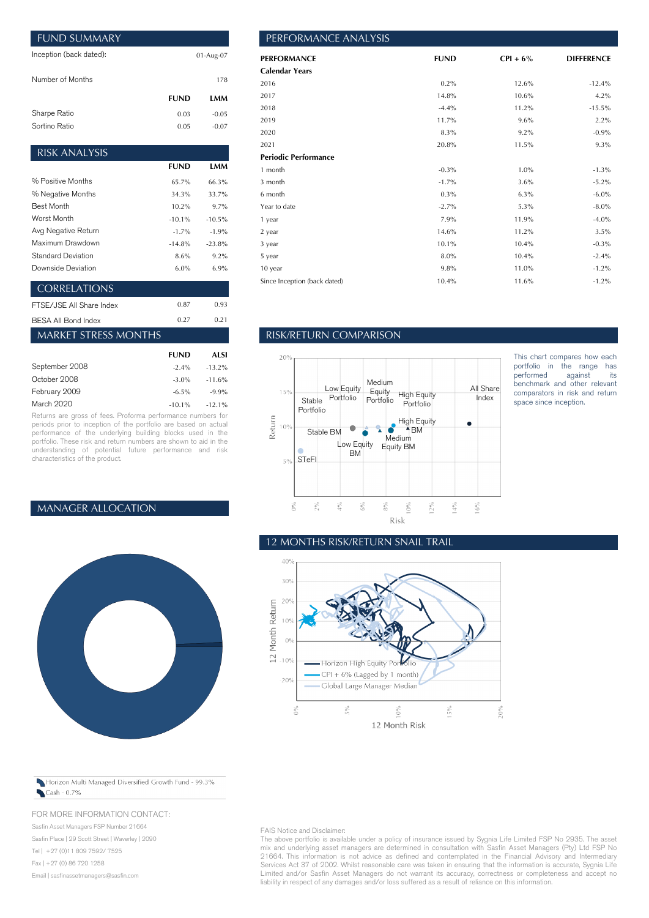## FUND SUMMARY

| | | |
|---|---|---|
| Inception (back dated): | | 01-Aug-07 |
| Number of Months | | 178 |
| | **FUND** | **LMM** |
| Sharpe Ratio | 0.03 | -0.05 |
| Sortino Ratio | 0.05 | -0.07 |

## RISK ANALYSIS

| | FUND | LMM |
|---|---|---|
| % Positive Months | 65.7% | 66.3% |
| % Negative Months | 34.3% | 33.7% |
| Best Month | 10.2% | 9.7% |
| Worst Month | -10.1% | -10.5% |
| Avg Negative Return | -1.7% | -1.9% |
| Maximum Drawdown | -14.8% | -23.8% |
| Standard Deviation | 8.6% | 9.2% |
| Downside Deviation | 6.0% | 6.9% |

## CORRELATIONS

| | | |
|---|---|---|
| FTSE/JSE All Share Index | 0.87 | 0.93 |
| BESA All Bond Index | 0.27 | 0.21 |

## MARKET STRESS MONTHS

| | FUND | ALSI |
|---|---|---|
| September 2008 | -2.4% | -13.2% |
| October 2008 | -3.0% | -11.6% |
| February 2009 | -6.5% | -9.9% |
| March 2020 | -10.1% | -12.1% |

Returns are gross of fees. Proforma performance numbers for periods prior to inception of the portfolio are based on actual performance of the underlying building blocks used in the portfolio. These risk and return numbers are shown to aid in the understanding of potential future performance and risk characteristics of the product.

## MANAGER ALLOCATION

Horizon Multi Managed Diversified Growth Fund - 99.3%
Cash - 0.7%

## PERFORMANCE ANALYSIS

| PERFORMANCE | FUND | CPI + 6% | DIFFERENCE |
|---|---|---|---|
| **Calendar Years** | | | |
| 2016 | 0.2% | 12.6% | -12.4% |
| 2017 | 14.8% | 10.6% | 4.2% |
| 2018 | -4.4% | 11.2% | -15.5% |
| 2019 | 11.7% | 9.6% | 2.2% |
| 2020 | 8.3% | 9.2% | -0.9% |
| 2021 | 20.8% | 11.5% | 9.3% |
| **Periodic Performance** | | | |
| 1 month | -0.3% | 1.0% | -1.3% |
| 3 month | -1.7% | 3.6% | -5.2% |
| 6 month | 0.3% | 6.3% | -6.0% |
| Year to date | -2.7% | 5.3% | -8.0% |
| 1 year | 7.9% | 11.9% | -4.0% |
| 2 year | 14.6% | 11.2% | 3.5% |
| 3 year | 10.1% | 10.4% | -0.3% |
| 5 year | 8.0% | 10.4% | -2.4% |
| 10 year | 9.8% | 11.0% | -1.2% |
| Since Inception (back dated) | 10.4% | 11.6% | -1.2% |

## RISK/RETURN COMPARISON

Return
20%
15%
10%
5%
Stable Portfolio
Low Equity Portfolio
Medium Equity Portfolio
High Equity Portfolio
All Share Index
Stable BM
Low Equity BM
Medium Equity BM
High Equity BM
STeFI
0% 2% 4% 6% 8% 10% 12% 14% 16%
Risk

This chart compares how each portfolio in the range has performed against its benchmark and other relevant comparators in risk and return space since inception.

## 12 MONTHS RISK/RETURN SNAIL TRAIL

12 Month Return
40%
30%
20%
10%
0%
-10%
-20%
Horizon High Equity Portfolio
CPI + 6% (Lagged by 1 month)
Global Large Manager Median
0% 5% 10% 15% 20%
12 Month Risk

FOR MORE INFORMATION CONTACT:

Sasfin Asset Managers FSP Number 21664

Sasfin Place | 29 Scott Street | Waverley | 2090

Tel | +27 (0)11 809 7592/ 7525

Fax | +27 (0) 86 720 1258

Email | sasfinassetmanagers@sasfin.com

FAIS Notice and Disclaimer:
The above portfolio is available under a policy of insurance issued by Sygnia Life Limited FSP No 2935. The asset mix and underlying asset managers are determined in consultation with Sasfin Asset Managers (Pty) Ltd FSP No 21664. This information is not advice as defined and contemplated in the Financial Advisory and Intermediary Services Act 37 of 2002. Whilst reasonable care was taken in ensuring that the information is accurate, Sygnia Life Limited and/or Sasfin Asset Managers do not warrant its accuracy, correctness or completeness and accept no liability in respect of any damages and/or loss suffered as a result of reliance on this information.